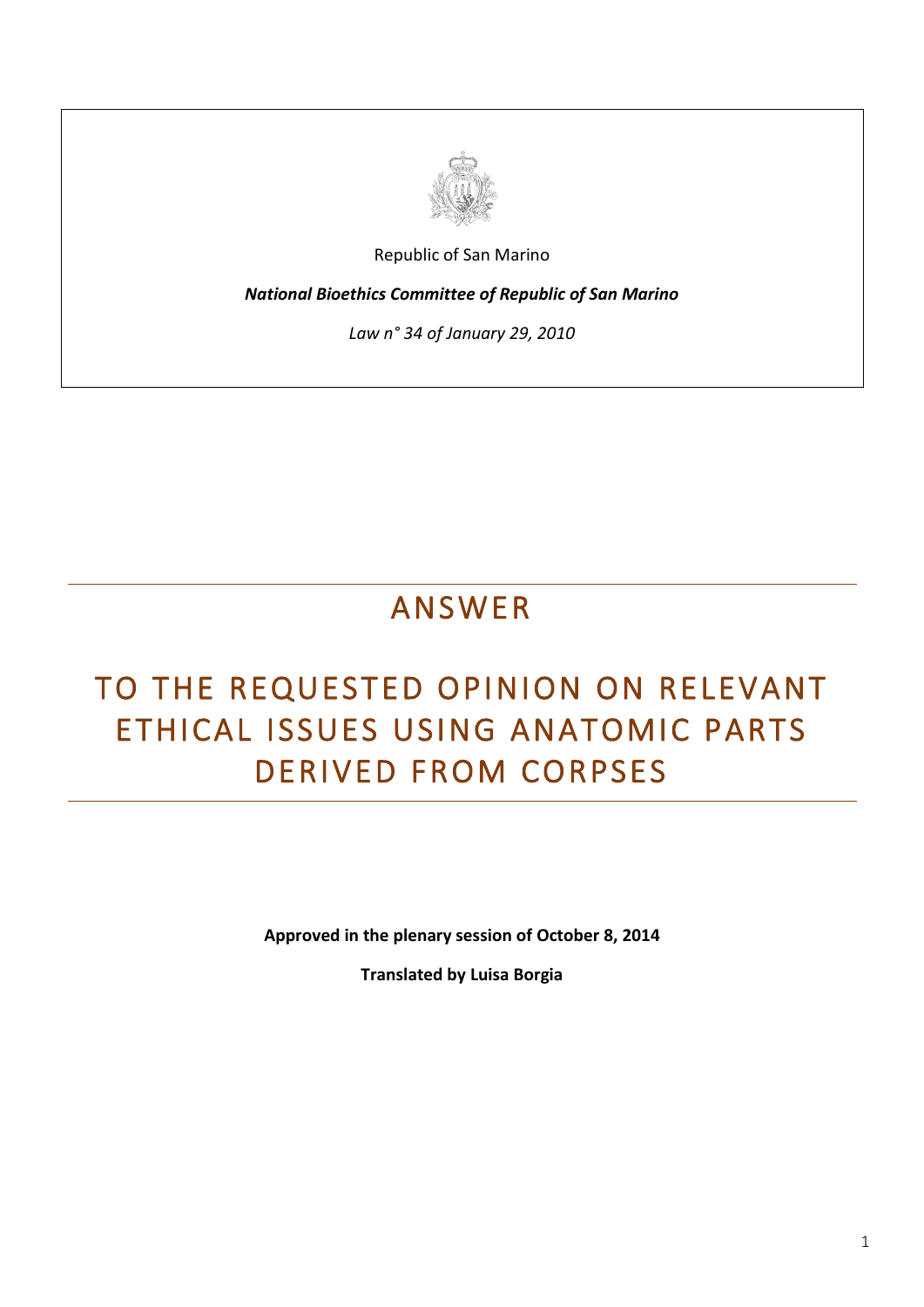Republic of San Marino

***National Bioethics Committee of Republic of San Marino***

*Law n° 34 of January 29, 2010*

# ANSWER

# TO THE REQUESTED OPINION ON RELEVANT ETHICAL ISSUES USING ANATOMIC PARTS DERIVED FROM CORPSES

**Approved in the plenary session of October 8, 2014**

**Translated by Luisa Borgia**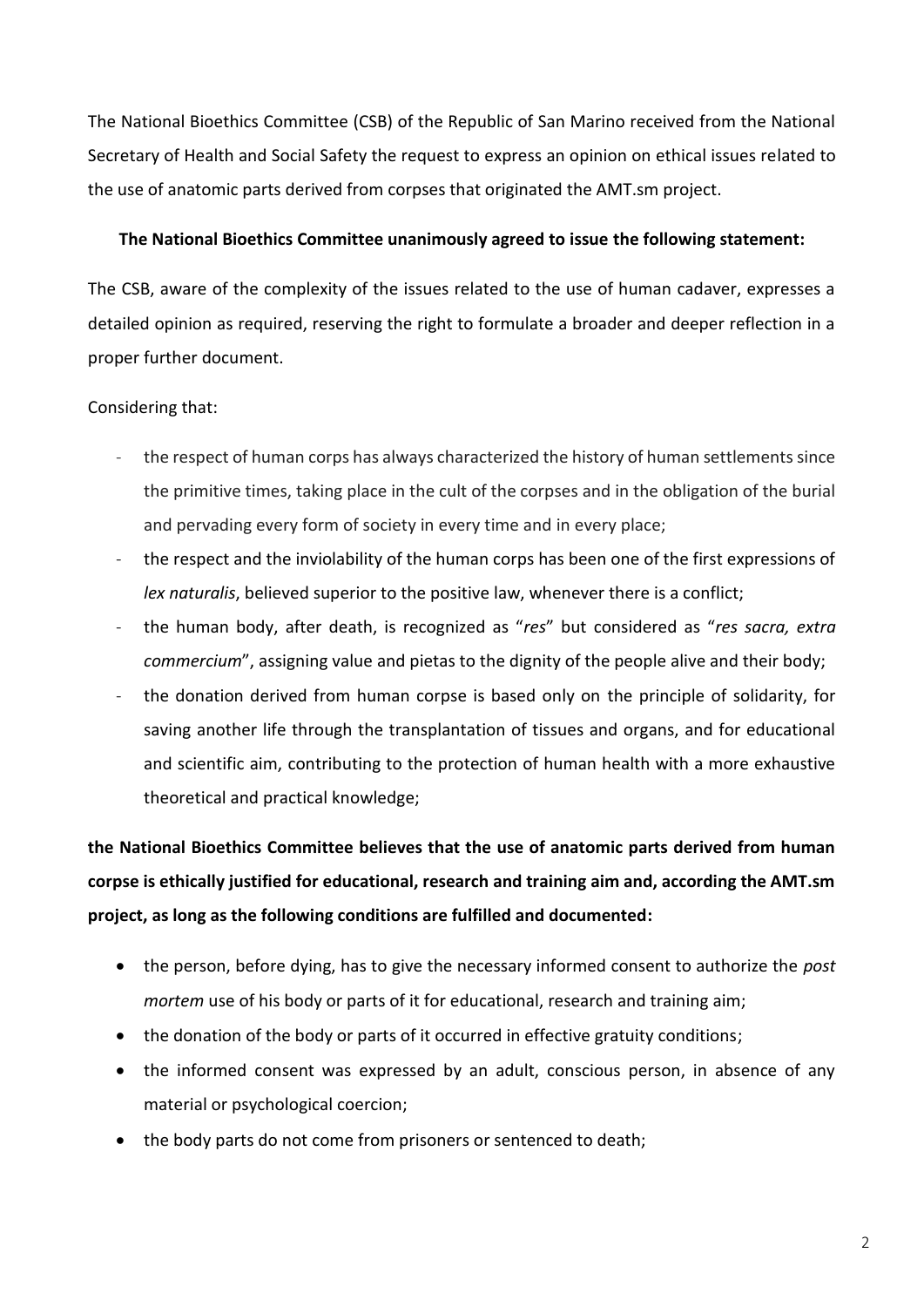The National Bioethics Committee (CSB) of the Republic of San Marino received from the National Secretary of Health and Social Safety the request to express an opinion on ethical issues related to the use of anatomic parts derived from corpses that originated the AMT.sm project.

**The National Bioethics Committee unanimously agreed to issue the following statement:**

The CSB, aware of the complexity of the issues related to the use of human cadaver, expresses a detailed opinion as required, reserving the right to formulate a broader and deeper reflection in a proper further document.

Considering that:

- the respect of human corps has always characterized the history of human settlements since the primitive times, taking place in the cult of the corpses and in the obligation of the burial and pervading every form of society in every time and in every place;
- the respect and the inviolability of the human corps has been one of the first expressions of *lex naturalis*, believed superior to the positive law, whenever there is a conflict;
- the human body, after death, is recognized as "*res*" but considered as "*res sacra, extra commercium*", assigning value and pietas to the dignity of the people alive and their body;
- the donation derived from human corpse is based only on the principle of solidarity, for saving another life through the transplantation of tissues and organs, and for educational and scientific aim, contributing to the protection of human health with a more exhaustive theoretical and practical knowledge;

**the National Bioethics Committee believes that the use of anatomic parts derived from human corpse is ethically justified for educational, research and training aim and, according the AMT.sm project, as long as the following conditions are fulfilled and documented:**

- the person, before dying, has to give the necessary informed consent to authorize the *post mortem* use of his body or parts of it for educational, research and training aim;
- the donation of the body or parts of it occurred in effective gratuity conditions;
- the informed consent was expressed by an adult, conscious person, in absence of any material or psychological coercion;
- the body parts do not come from prisoners or sentenced to death;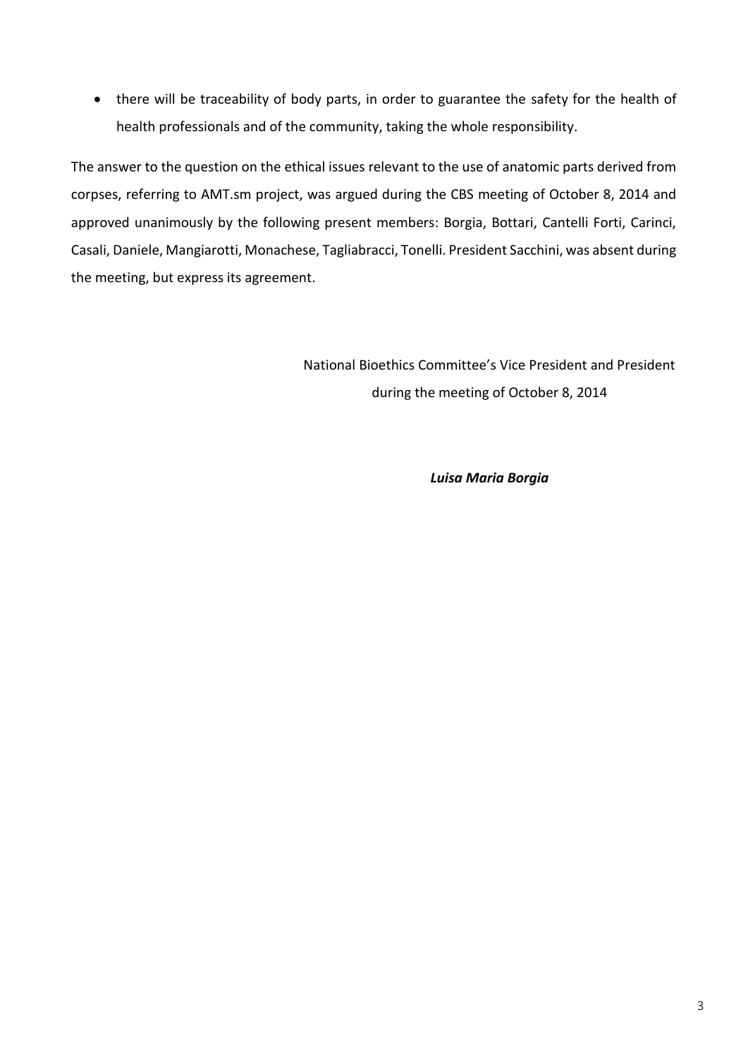- there will be traceability of body parts, in order to guarantee the safety for the health of health professionals and of the community, taking the whole responsibility.

The answer to the question on the ethical issues relevant to the use of anatomic parts derived from corpses, referring to AMT.sm project, was argued during the CBS meeting of October 8, 2014 and approved unanimously by the following present members: Borgia, Bottari, Cantelli Forti, Carinci, Casali, Daniele, Mangiarotti, Monachese, Tagliabracci, Tonelli. President Sacchini, was absent during the meeting, but express its agreement.

National Bioethics Committee's Vice President and President
during the meeting of October 8, 2014

***Luisa Maria Borgia***